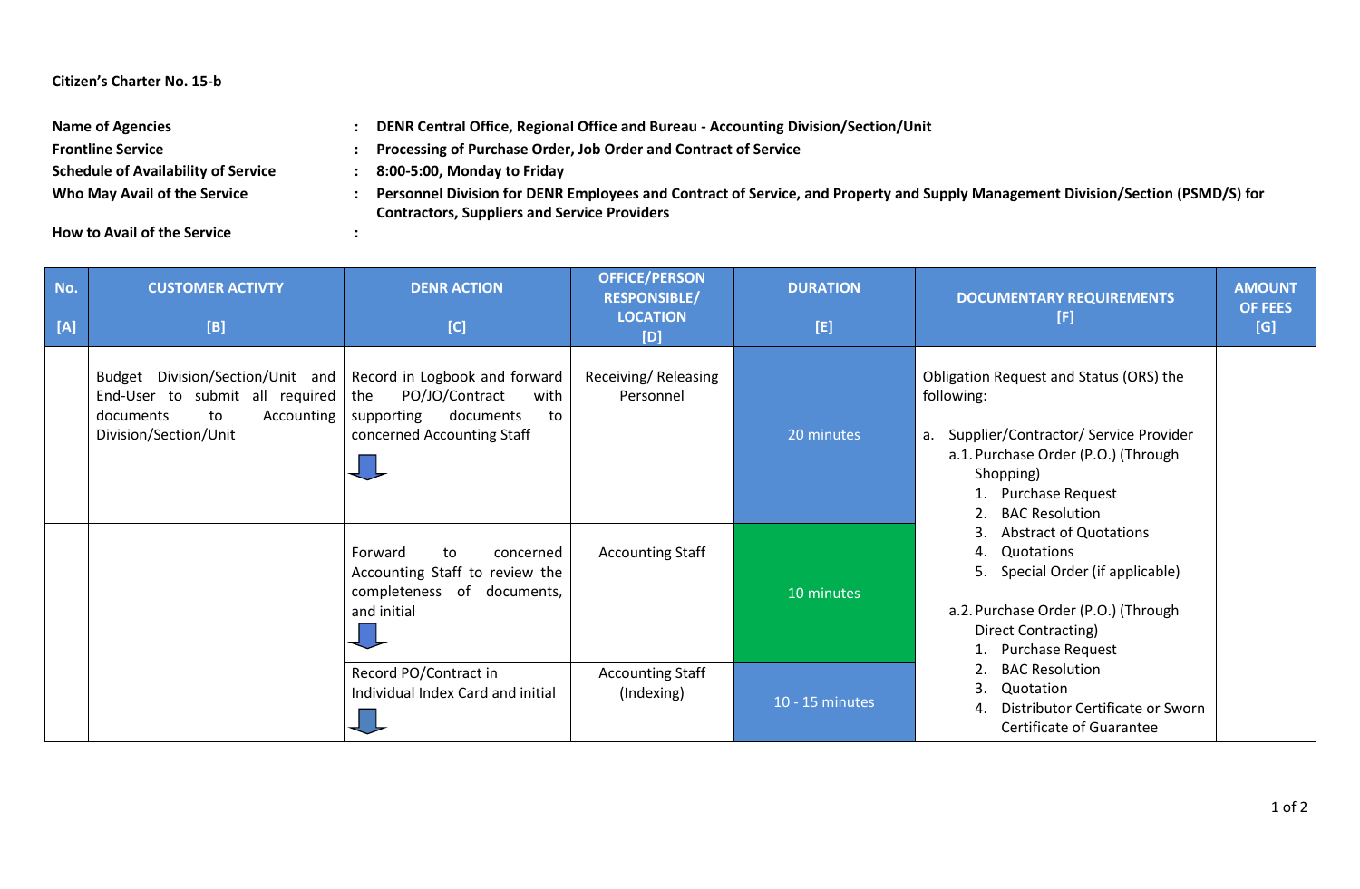**Citizen's Charter No. 15-b**

| | | |
|---|---|---|
| **Name of Agencies** | : | **DENR Central Office, Regional Office and Bureau - Accounting Division/Section/Unit** |
| **Frontline Service** | : | **Processing of Purchase Order, Job Order and Contract of Service** |
| **Schedule of Availability of Service** | : | **8:00-5:00, Monday to Friday** |
| **Who May Avail of the Service** | : | **Personnel Division for DENR Employees and Contract of Service, and Property and Supply Management Division/Section (PSMD/S) for Contractors, Suppliers and Service Providers** |
| **How to Avail of the Service** | : | |

| No. [A] | CUSTOMER ACTIVTY [B] | DENR ACTION [C] | OFFICE/PERSON RESPONSIBLE/ LOCATION [D] | DURATION [E] | DOCUMENTARY REQUIREMENTS [F] | AMOUNT OF FEES [G] |
|---|---|---|---|---|---|---|
| | Budget Division/Section/Unit and End-User to submit all required documents to Accounting Division/Section/Unit | Record in Logbook and forward the PO/JO/Contract with supporting documents to concerned Accounting Staff | Receiving/ Releasing Personnel | 20 minutes | Obligation Request and Status (ORS) the following:<br><br>a. Supplier/Contractor/ Service Provider<br>a.1. Purchase Order (P.O.) (Through Shopping)<br>1. Purchase Request<br>2. BAC Resolution<br>3. Abstract of Quotations<br>4. Quotations<br>5. Special Order (if applicable)<br><br>a.2. Purchase Order (P.O.) (Through Direct Contracting)<br>1. Purchase Request<br>2. BAC Resolution<br>3. Quotation<br>4. Distributor Certificate or Sworn Certificate of Guarantee | |
| | | Forward to concerned Accounting Staff to review the completeness of documents, and initial | Accounting Staff | 10 minutes | | |
| | | Record PO/Contract in Individual Index Card and initial | Accounting Staff (Indexing) | 10 - 15 minutes | | |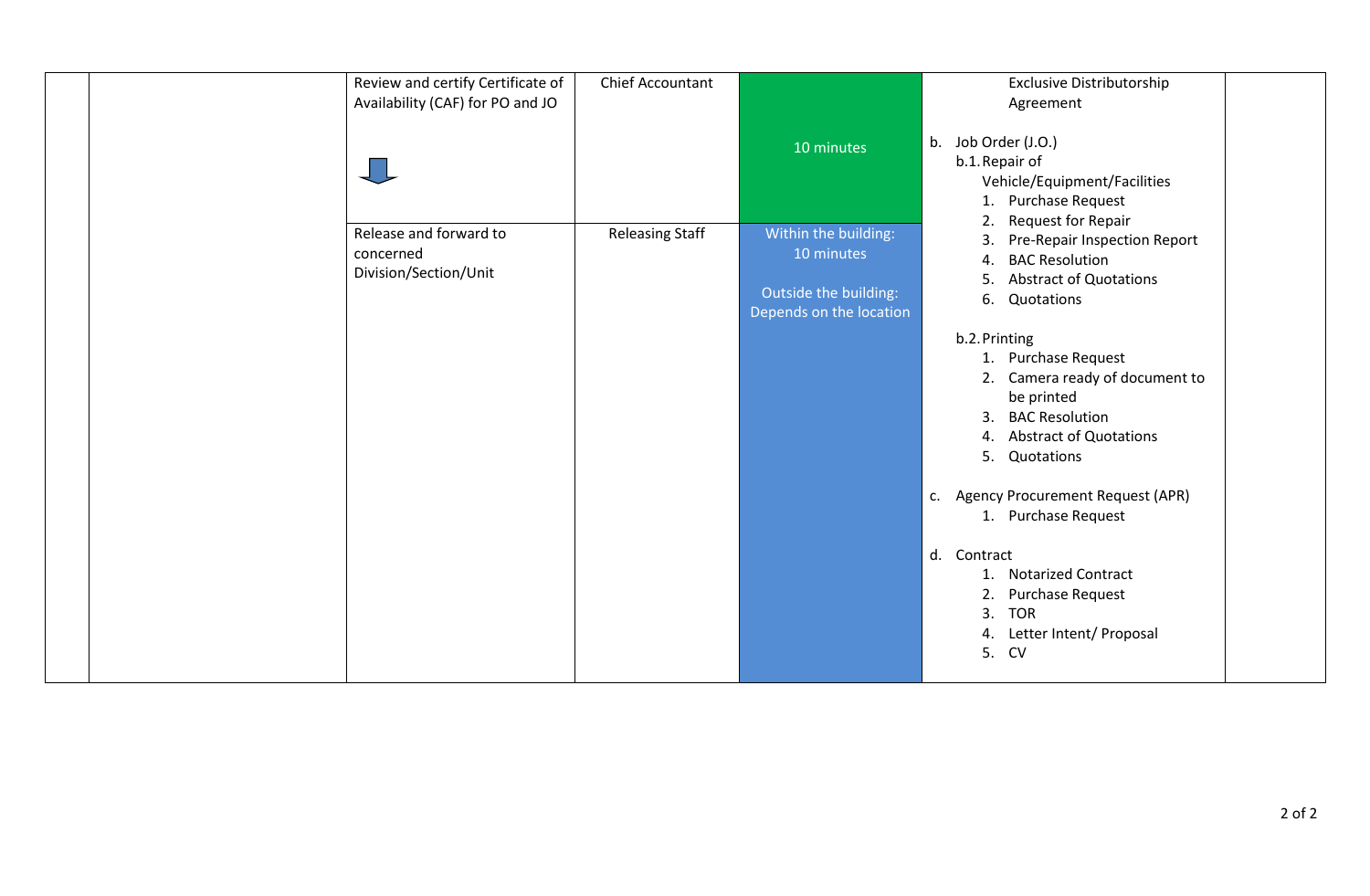| | | | | | | |
|---|---|---|---|---|---|---|
| | | Review and certify Certificate of Availability (CAF) for PO and JO | Chief Accountant | 10 minutes | Exclusive Distributorship Agreement<br><br>b. Job Order (J.O.)<br>b.1. Repair of Vehicle/Equipment/Facilities<br>1. Purchase Request<br>2. Request for Repair<br>3. Pre-Repair Inspection Report<br>4. BAC Resolution<br>5. Abstract of Quotations<br>6. Quotations<br><br>b.2. Printing<br>1. Purchase Request<br>2. Camera ready of document to be printed<br>3. BAC Resolution<br>4. Abstract of Quotations<br>5. Quotations<br><br>c. Agency Procurement Request (APR)<br>1. Purchase Request<br><br>d. Contract<br>1. Notarized Contract<br>2. Purchase Request<br>3. TOR<br>4. Letter Intent/ Proposal<br>5. CV | |
| | | Release and forward to concerned Division/Section/Unit | Releasing Staff | Within the building: 10 minutes<br><br>Outside the building: Depends on the location | | |